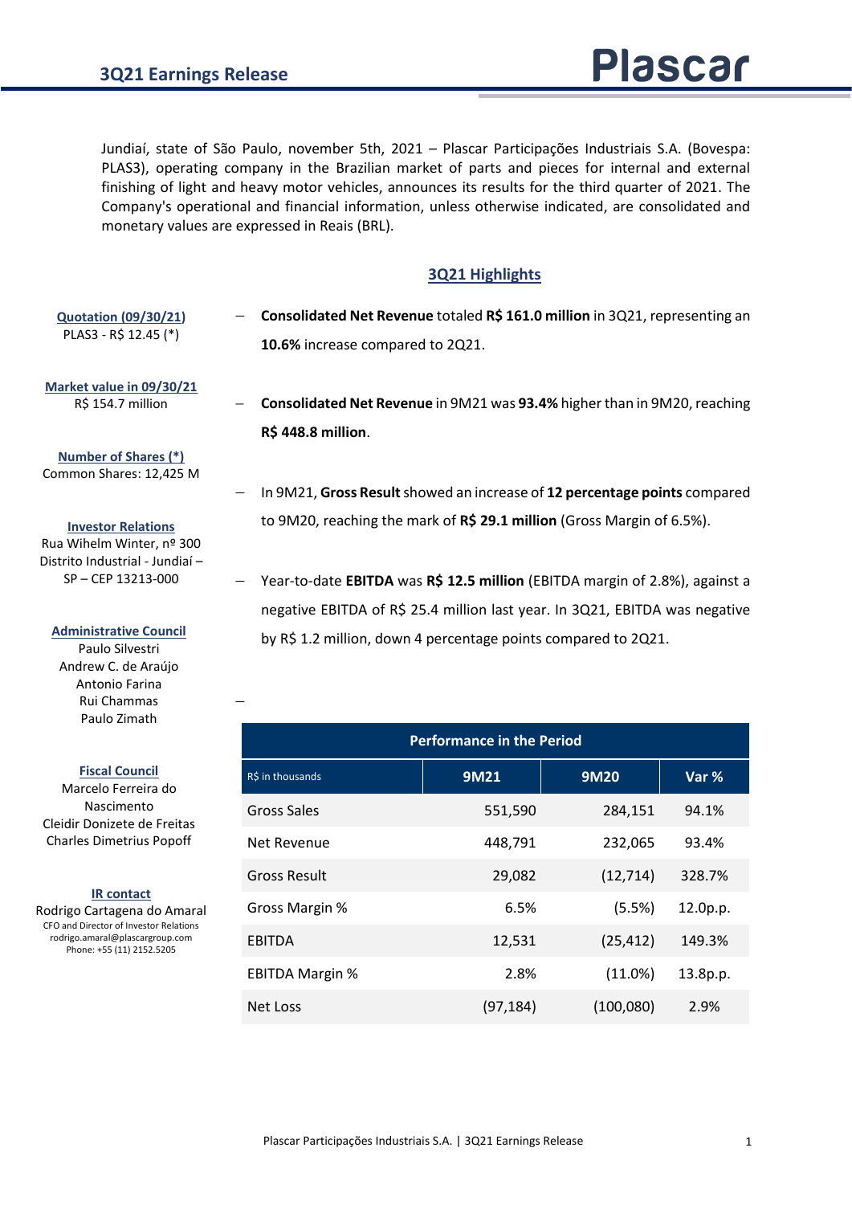# 3Q21 Earnings Release

Jundiaí, state of São Paulo, november 5th, 2021 – Plascar Participações Industriais S.A. (Bovespa: PLAS3), operating company in the Brazilian market of parts and pieces for internal and external finishing of light and heavy motor vehicles, announces its results for the third quarter of 2021. The Company's operational and financial information, unless otherwise indicated, are consolidated and monetary values are expressed in Reais (BRL).

**Quotation (09/30/21)**
PLAS3 - R$ 12.45 (*)

**Market value in 09/30/21**
R$ 154.7 million

**Number of Shares (*)**
Common Shares: 12,425 M

**Investor Relations**
Rua Wihelm Winter, nº 300
Distrito Industrial - Jundiaí – SP – CEP 13213-000

**Administrative Council**
Paulo Silvestri
Andrew C. de Araújo
Antonio Farina
Rui Chammas
Paulo Zimath

**Fiscal Council**
Marcelo Ferreira do Nascimento
Cleidir Donizete de Freitas
Charles Dimetrius Popoff

**IR contact**
Rodrigo Cartagena do Amaral
CFO and Director of Investor Relations
rodrigo.amaral@plascargroup.com
Phone: +55 (11) 2152.5205

## 3Q21 Highlights

- **Consolidated Net Revenue** totaled **R$ 161.0 million** in 3Q21, representing an **10.6%** increase compared to 2Q21.
- **Consolidated Net Revenue** in 9M21 was **93.4%** higher than in 9M20, reaching **R$ 448.8 million**.
- In 9M21, **Gross Result** showed an increase of **12 percentage points** compared to 9M20, reaching the mark of **R$ 29.1 million** (Gross Margin of 6.5%).
- Year-to-date **EBITDA** was **R$ 12.5 million** (EBITDA margin of 2.8%), against a negative EBITDA of R$ 25.4 million last year. In 3Q21, EBITDA was negative by R$ 1.2 million, down 4 percentage points compared to 2Q21.

| Performance in the Period | | | |
|---|---|---|---|
| R$ in thousands | 9M21 | 9M20 | Var % |
| Gross Sales | 551,590 | 284,151 | 94.1% |
| Net Revenue | 448,791 | 232,065 | 93.4% |
| Gross Result | 29,082 | (12,714) | 328.7% |
| Gross Margin % | 6.5% | (5.5%) | 12.0p.p. |
| EBITDA | 12,531 | (25,412) | 149.3% |
| EBITDA Margin % | 2.8% | (11.0%) | 13.8p.p. |
| Net Loss | (97,184) | (100,080) | 2.9% |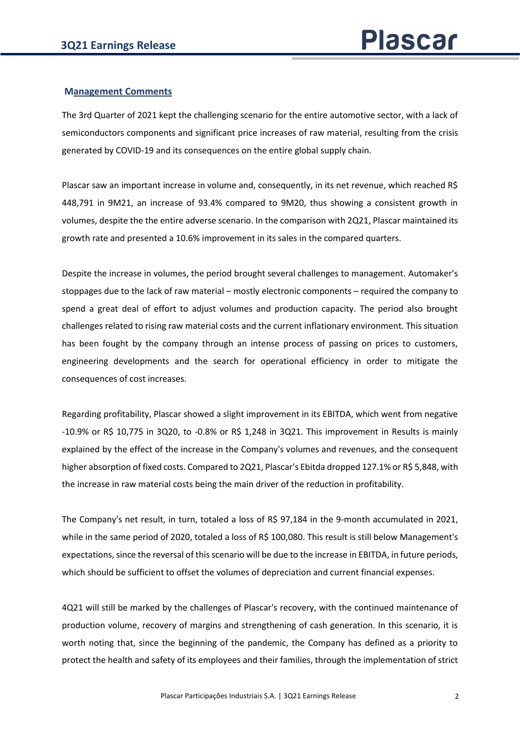## Management Comments

The 3rd Quarter of 2021 kept the challenging scenario for the entire automotive sector, with a lack of semiconductors components and significant price increases of raw material, resulting from the crisis generated by COVID-19 and its consequences on the entire global supply chain.

Plascar saw an important increase in volume and, consequently, in its net revenue, which reached R$ 448,791 in 9M21, an increase of 93.4% compared to 9M20, thus showing a consistent growth in volumes, despite the the entire adverse scenario. In the comparison with 2Q21, Plascar maintained its growth rate and presented a 10.6% improvement in its sales in the compared quarters.

Despite the increase in volumes, the period brought several challenges to management. Automaker's stoppages due to the lack of raw material – mostly electronic components – required the company to spend a great deal of effort to adjust volumes and production capacity. The period also brought challenges related to rising raw material costs and the current inflationary environment. This situation has been fought by the company through an intense process of passing on prices to customers, engineering developments and the search for operational efficiency in order to mitigate the consequences of cost increases.

Regarding profitability, Plascar showed a slight improvement in its EBITDA, which went from negative -10.9% or R$ 10,775 in 3Q20, to -0.8% or R$ 1,248 in 3Q21. This improvement in Results is mainly explained by the effect of the increase in the Company's volumes and revenues, and the consequent higher absorption of fixed costs. Compared to 2Q21, Plascar's Ebitda dropped 127.1% or R$ 5,848, with the increase in raw material costs being the main driver of the reduction in profitability.

The Company's net result, in turn, totaled a loss of R$ 97,184 in the 9-month accumulated in 2021, while in the same period of 2020, totaled a loss of R$ 100,080. This result is still below Management's expectations, since the reversal of this scenario will be due to the increase in EBITDA, in future periods, which should be sufficient to offset the volumes of depreciation and current financial expenses.

4Q21 will still be marked by the challenges of Plascar's recovery, with the continued maintenance of production volume, recovery of margins and strengthening of cash generation. In this scenario, it is worth noting that, since the beginning of the pandemic, the Company has defined as a priority to protect the health and safety of its employees and their families, through the implementation of strict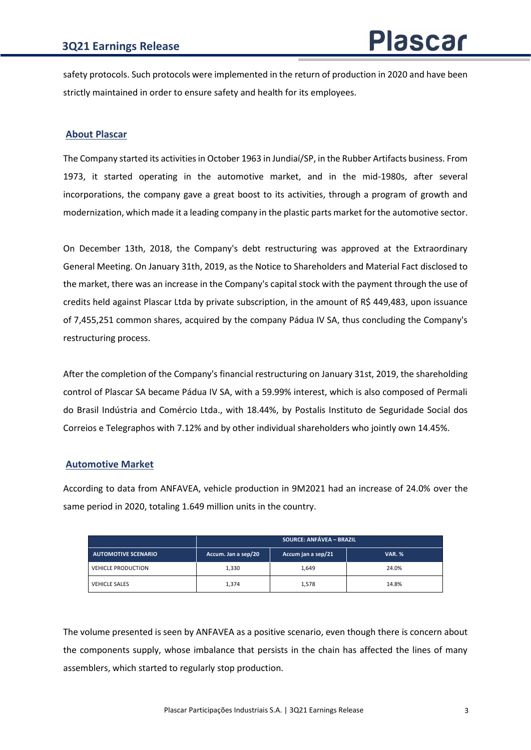safety protocols. Such protocols were implemented in the return of production in 2020 and have been strictly maintained in order to ensure safety and health for its employees.

## About Plascar

The Company started its activities in October 1963 in Jundiaí/SP, in the Rubber Artifacts business. From 1973, it started operating in the automotive market, and in the mid-1980s, after several incorporations, the company gave a great boost to its activities, through a program of growth and modernization, which made it a leading company in the plastic parts market for the automotive sector.

On December 13th, 2018, the Company's debt restructuring was approved at the Extraordinary General Meeting. On January 31th, 2019, as the Notice to Shareholders and Material Fact disclosed to the market, there was an increase in the Company's capital stock with the payment through the use of credits held against Plascar Ltda by private subscription, in the amount of R$ 449,483, upon issuance of 7,455,251 common shares, acquired by the company Pádua IV SA, thus concluding the Company's restructuring process.

After the completion of the Company's financial restructuring on January 31st, 2019, the shareholding control of Plascar SA became Pádua IV SA, with a 59.99% interest, which is also composed of Permali do Brasil Indústria and Comércio Ltda., with 18.44%, by Postalis Instituto de Seguridade Social dos Correios e Telegraphos with 7.12% and by other individual shareholders who jointly own 14.45%.

## Automotive Market

According to data from ANFAVEA, vehicle production in 9M2021 had an increase of 24.0% over the same period in 2020, totaling 1.649 million units in the country.

| | SOURCE: ANFÁVEA – BRAZIL | | |
|---|---|---|---|
| AUTOMOTIVE SCENARIO | Accum. Jan a sep/20 | Accum jan a sep/21 | VAR. % |
| VEHICLE PRODUCTION | 1,330 | 1,649 | 24.0% |
| VEHICLE SALES | 1,374 | 1,578 | 14.8% |

The volume presented is seen by ANFAVEA as a positive scenario, even though there is concern about the components supply, whose imbalance that persists in the chain has affected the lines of many assemblers, which started to regularly stop production.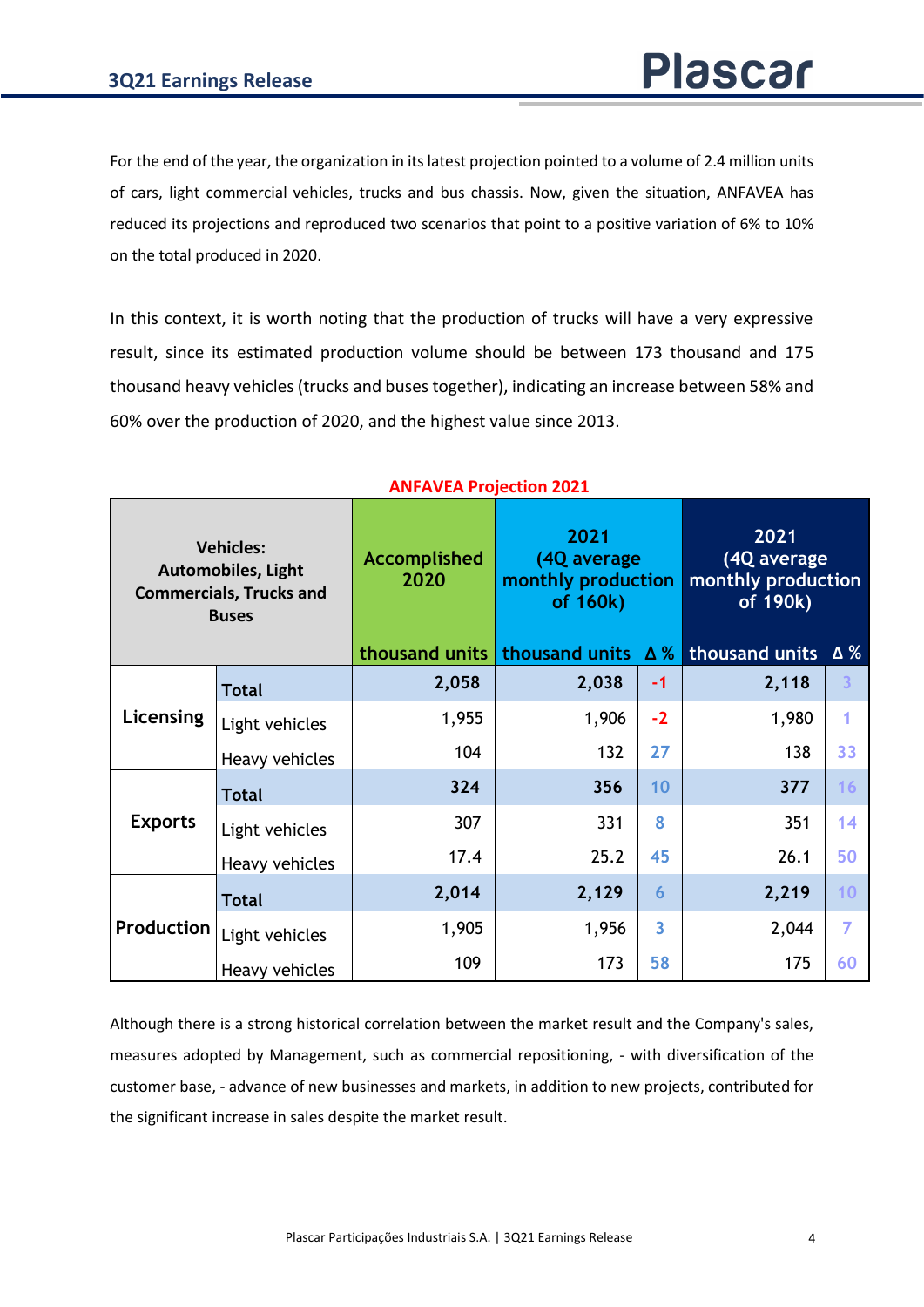For the end of the year, the organization in its latest projection pointed to a volume of 2.4 million units of cars, light commercial vehicles, trucks and bus chassis. Now, given the situation, ANFAVEA has reduced its projections and reproduced two scenarios that point to a positive variation of 6% to 10% on the total produced in 2020.

In this context, it is worth noting that the production of trucks will have a very expressive result, since its estimated production volume should be between 173 thousand and 175 thousand heavy vehicles (trucks and buses together), indicating an increase between 58% and 60% over the production of 2020, and the highest value since 2013.

**ANFAVEA Projection 2021**

| Vehicles: Automobiles, Light Commercials, Trucks and Buses | | Accomplished 2020 | 2021 (4Q average monthly production of 160k) | | 2021 (4Q average monthly production of 190k) | |
|---|---|---|---|---|---|---|
| | | thousand units | thousand units | Δ % | thousand units | Δ % |
| Licensing | Total | 2,058 | 2,038 | -1 | 2,118 | 3 |
| | Light vehicles | 1,955 | 1,906 | -2 | 1,980 | 1 |
| | Heavy vehicles | 104 | 132 | 27 | 138 | 33 |
| Exports | Total | 324 | 356 | 10 | 377 | 16 |
| | Light vehicles | 307 | 331 | 8 | 351 | 14 |
| | Heavy vehicles | 17.4 | 25.2 | 45 | 26.1 | 50 |
| Production | Total | 2,014 | 2,129 | 6 | 2,219 | 10 |
| | Light vehicles | 1,905 | 1,956 | 3 | 2,044 | 7 |
| | Heavy vehicles | 109 | 173 | 58 | 175 | 60 |

Although there is a strong historical correlation between the market result and the Company's sales, measures adopted by Management, such as commercial repositioning, - with diversification of the customer base, - advance of new businesses and markets, in addition to new projects, contributed for the significant increase in sales despite the market result.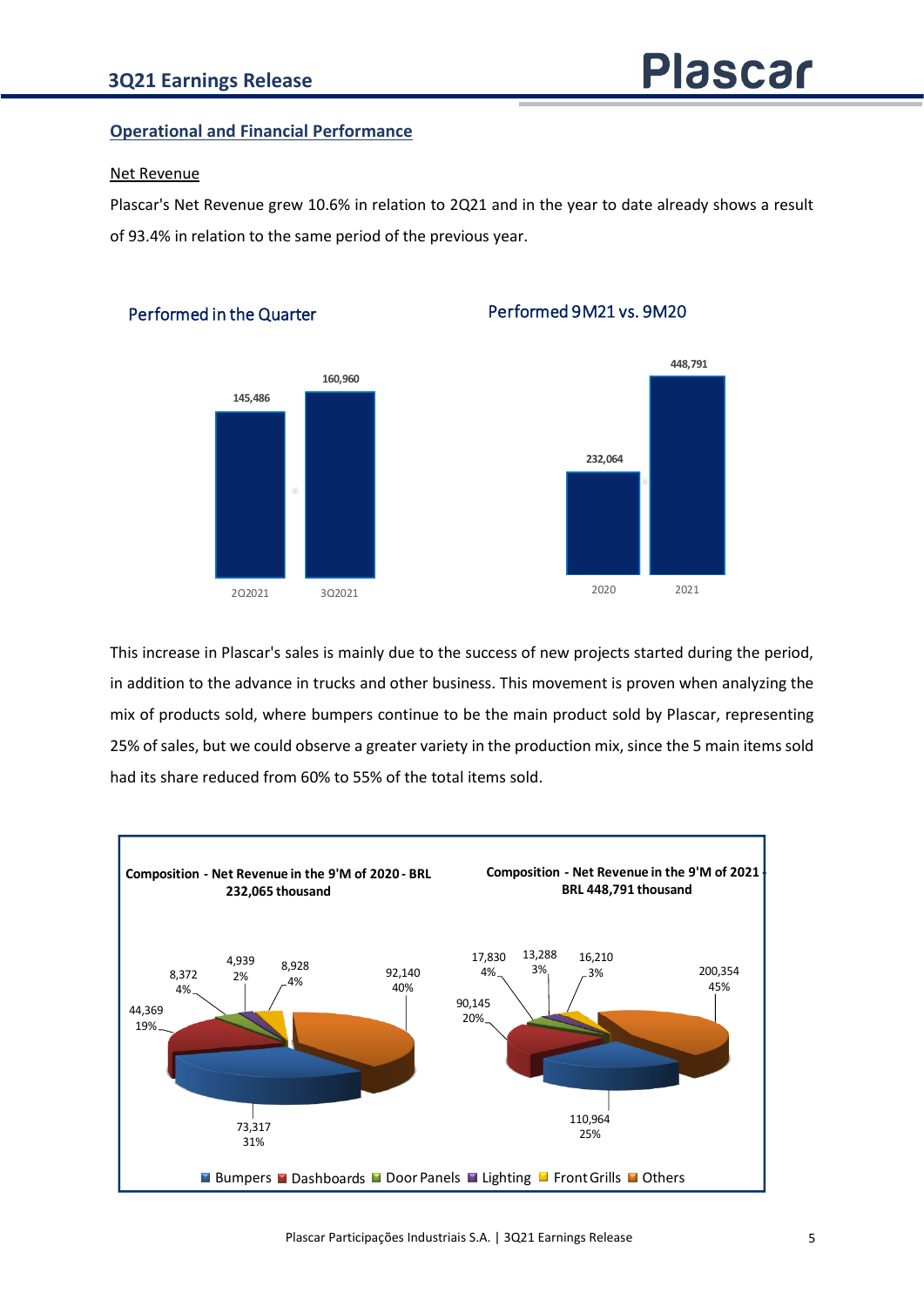## Operational and Financial Performance

### Net Revenue

Plascar's Net Revenue grew 10.6% in relation to 2Q21 and in the year to date already shows a result of 93.4% in relation to the same period of the previous year.

**Performed in the Quarter**

| 2Q2021 | 3Q2021 |
|---|---|
| 145,486 | 160,960 |

**Performed 9M21 vs. 9M20**

| 2020 | 2021 |
|---|---|
| 232,064 | 448,791 |

This increase in Plascar's sales is mainly due to the success of new projects started during the period, in addition to the advance in trucks and other business. This movement is proven when analyzing the mix of products sold, where bumpers continue to be the main product sold by Plascar, representing 25% of sales, but we could observe a greater variety in the production mix, since the 5 main items sold had its share reduced from 60% to 55% of the total items sold.

**Composition - Net Revenue in the 9'M of 2020 - BRL 232,065 thousand**

| Product | Value | Share |
|---|---|---|
| Bumpers | 73,317 | 31% |
| Dashboards | 44,369 | 19% |
| Door Panels | 8,372 | 4% |
| Lighting | 4,939 | 2% |
| Front Grills | 8,928 | 4% |
| Others | 92,140 | 40% |

**Composition - Net Revenue in the 9'M of 2021 - BRL 448,791 thousand**

| Product | Value | Share |
|---|---|---|
| Bumpers | 110,964 | 25% |
| Dashboards | 90,145 | 20% |
| Door Panels | 17,830 | 4% |
| Lighting | 13,288 | 3% |
| Front Grills | 16,210 | 3% |
| Others | 200,354 | 45% |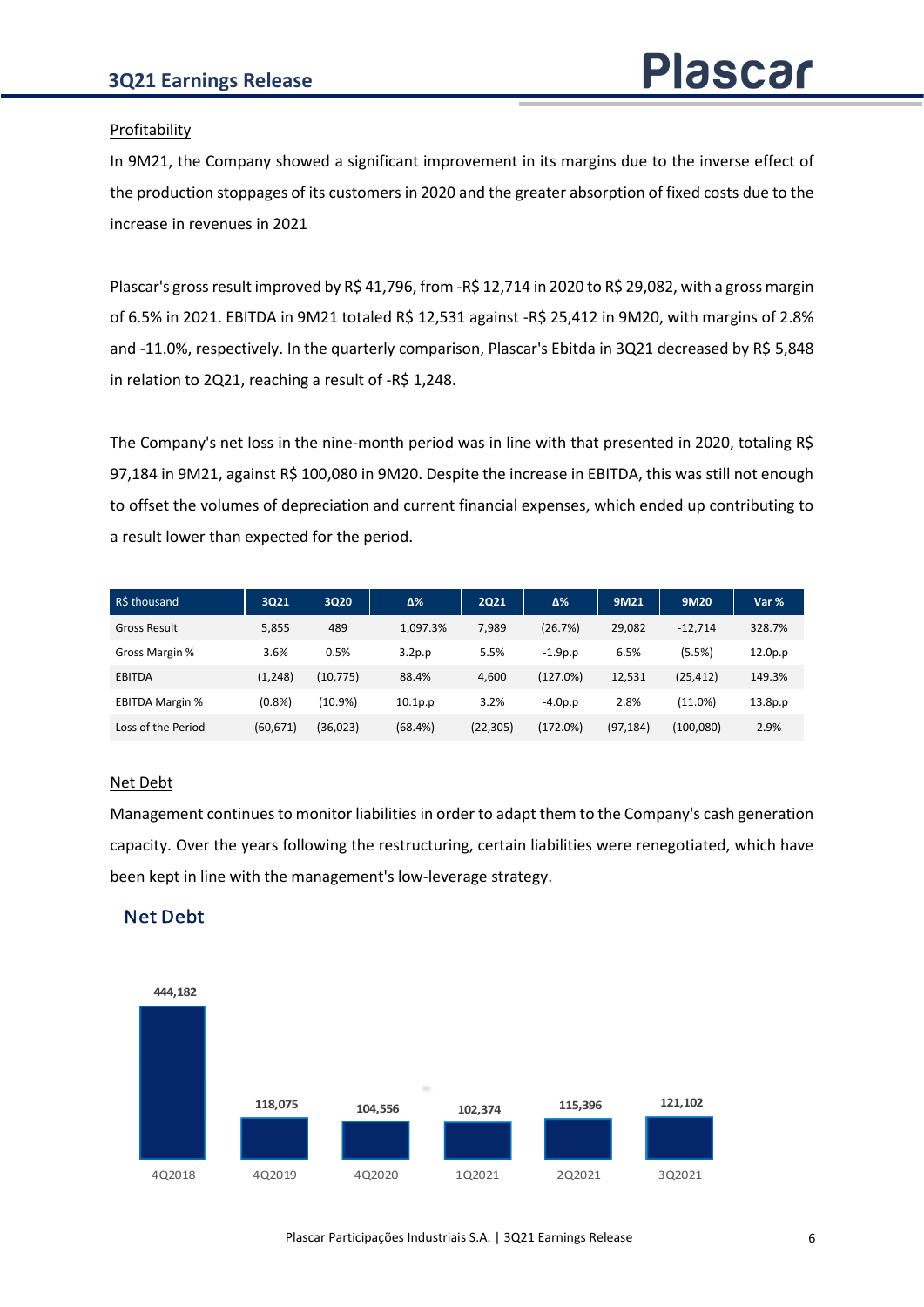## Profitability

In 9M21, the Company showed a significant improvement in its margins due to the inverse effect of the production stoppages of its customers in 2020 and the greater absorption of fixed costs due to the increase in revenues in 2021

Plascar's gross result improved by R$ 41,796, from -R$ 12,714 in 2020 to R$ 29,082, with a gross margin of 6.5% in 2021. EBITDA in 9M21 totaled R$ 12,531 against -R$ 25,412 in 9M20, with margins of 2.8% and -11.0%, respectively. In the quarterly comparison, Plascar's Ebitda in 3Q21 decreased by R$ 5,848 in relation to 2Q21, reaching a result of -R$ 1,248.

The Company's net loss in the nine-month period was in line with that presented in 2020, totaling R$ 97,184 in 9M21, against R$ 100,080 in 9M20. Despite the increase in EBITDA, this was still not enough to offset the volumes of depreciation and current financial expenses, which ended up contributing to a result lower than expected for the period.

| R$ thousand | 3Q21 | 3Q20 | Δ% | 2Q21 | Δ% | 9M21 | 9M20 | Var % |
|---|---|---|---|---|---|---|---|---|
| Gross Result | 5,855 | 489 | 1,097.3% | 7,989 | (26.7%) | 29,082 | -12,714 | 328.7% |
| Gross Margin % | 3.6% | 0.5% | 3.2p.p | 5.5% | -1.9p.p | 6.5% | (5.5%) | 12.0p.p |
| EBITDA | (1,248) | (10,775) | 88.4% | 4,600 | (127.0%) | 12,531 | (25,412) | 149.3% |
| EBITDA Margin % | (0.8%) | (10.9%) | 10.1p.p | 3.2% | -4.0p.p | 2.8% | (11.0%) | 13.8p.p |
| Loss of the Period | (60,671) | (36,023) | (68.4%) | (22,305) | (172.0%) | (97,184) | (100,080) | 2.9% |

## Net Debt

Management continues to monitor liabilities in order to adapt them to the Company's cash generation capacity. Over the years following the restructuring, certain liabilities were renegotiated, which have been kept in line with the management's low-leverage strategy.

### Net Debt

| Period | Net Debt |
|---|---|
| 4Q2018 | 444,182 |
| 4Q2019 | 118,075 |
| 4Q2020 | 104,556 |
| 1Q2021 | 102,374 |
| 2Q2021 | 115,396 |
| 3Q2021 | 121,102 |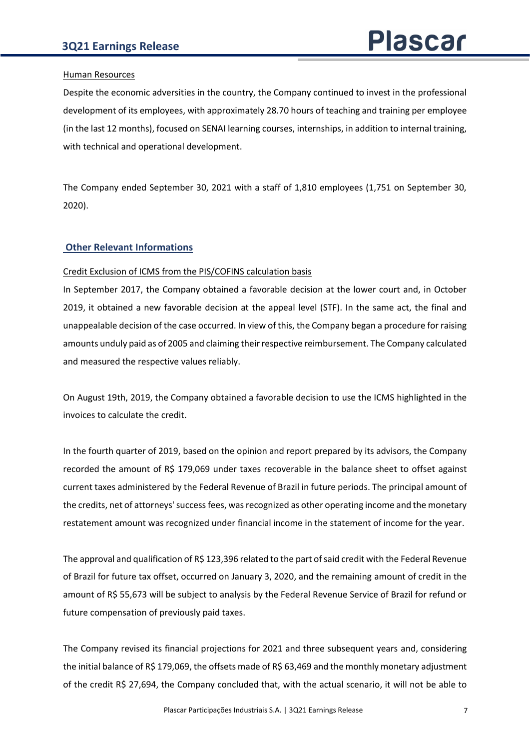Human Resources

Despite the economic adversities in the country, the Company continued to invest in the professional development of its employees, with approximately 28.70 hours of teaching and training per employee (in the last 12 months), focused on SENAI learning courses, internships, in addition to internal training, with technical and operational development.

The Company ended September 30, 2021 with a staff of 1,810 employees (1,751 on September 30, 2020).

## Other Relevant Informations

Credit Exclusion of ICMS from the PIS/COFINS calculation basis

In September 2017, the Company obtained a favorable decision at the lower court and, in October 2019, it obtained a new favorable decision at the appeal level (STF). In the same act, the final and unappealable decision of the case occurred. In view of this, the Company began a procedure for raising amounts unduly paid as of 2005 and claiming their respective reimbursement. The Company calculated and measured the respective values reliably.

On August 19th, 2019, the Company obtained a favorable decision to use the ICMS highlighted in the invoices to calculate the credit.

In the fourth quarter of 2019, based on the opinion and report prepared by its advisors, the Company recorded the amount of R$ 179,069 under taxes recoverable in the balance sheet to offset against current taxes administered by the Federal Revenue of Brazil in future periods. The principal amount of the credits, net of attorneys' success fees, was recognized as other operating income and the monetary restatement amount was recognized under financial income in the statement of income for the year.

The approval and qualification of R$ 123,396 related to the part of said credit with the Federal Revenue of Brazil for future tax offset, occurred on January 3, 2020, and the remaining amount of credit in the amount of R$ 55,673 will be subject to analysis by the Federal Revenue Service of Brazil for refund or future compensation of previously paid taxes.

The Company revised its financial projections for 2021 and three subsequent years and, considering the initial balance of R$ 179,069, the offsets made of R$ 63,469 and the monthly monetary adjustment of the credit R$ 27,694, the Company concluded that, with the actual scenario, it will not be able to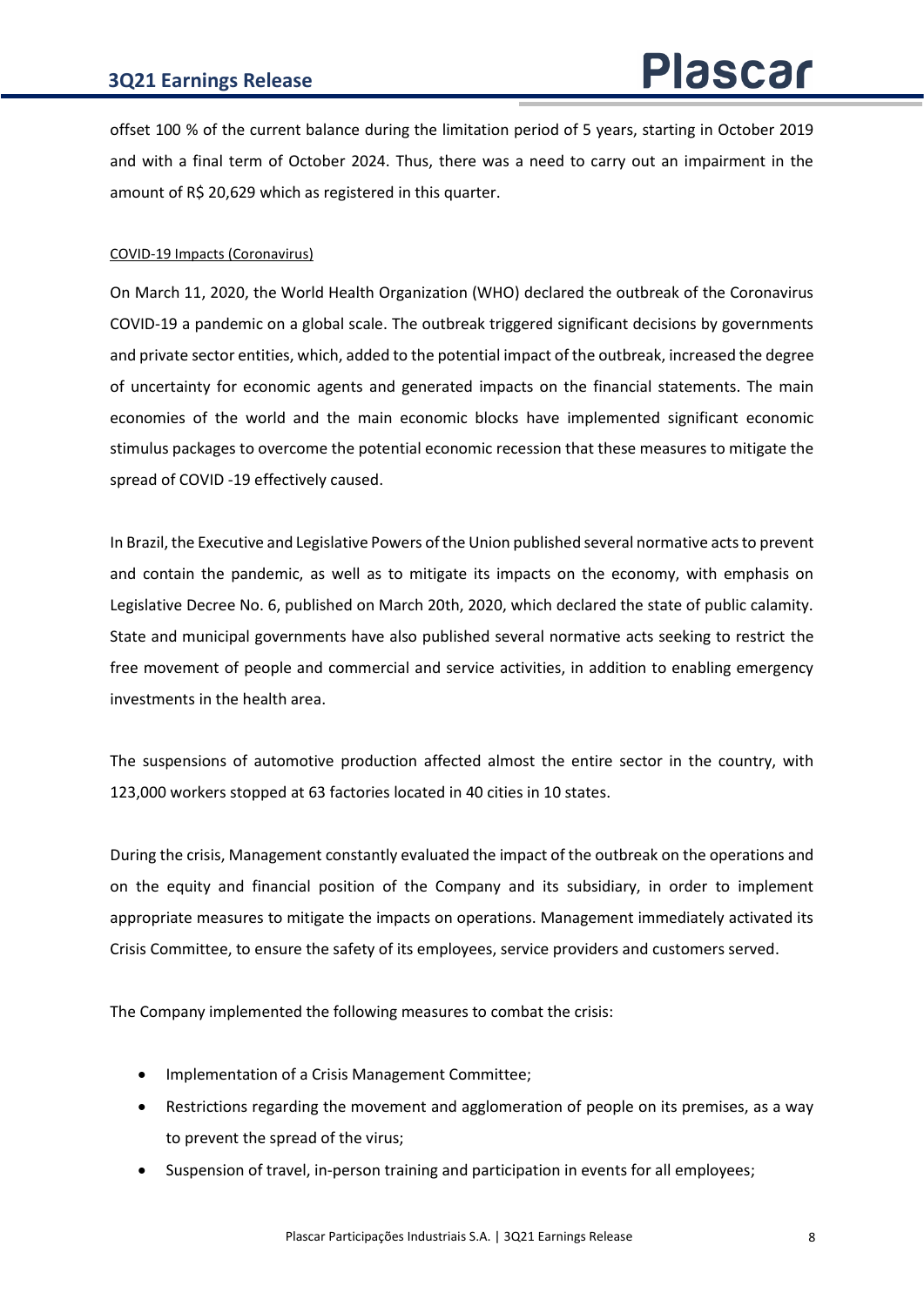offset 100 % of the current balance during the limitation period of 5 years, starting in October 2019 and with a final term of October 2024. Thus, there was a need to carry out an impairment in the amount of R$ 20,629 which as registered in this quarter.

COVID-19 Impacts (Coronavirus)

On March 11, 2020, the World Health Organization (WHO) declared the outbreak of the Coronavirus COVID-19 a pandemic on a global scale. The outbreak triggered significant decisions by governments and private sector entities, which, added to the potential impact of the outbreak, increased the degree of uncertainty for economic agents and generated impacts on the financial statements. The main economies of the world and the main economic blocks have implemented significant economic stimulus packages to overcome the potential economic recession that these measures to mitigate the spread of COVID -19 effectively caused.

In Brazil, the Executive and Legislative Powers of the Union published several normative acts to prevent and contain the pandemic, as well as to mitigate its impacts on the economy, with emphasis on Legislative Decree No. 6, published on March 20th, 2020, which declared the state of public calamity. State and municipal governments have also published several normative acts seeking to restrict the free movement of people and commercial and service activities, in addition to enabling emergency investments in the health area.

The suspensions of automotive production affected almost the entire sector in the country, with 123,000 workers stopped at 63 factories located in 40 cities in 10 states.

During the crisis, Management constantly evaluated the impact of the outbreak on the operations and on the equity and financial position of the Company and its subsidiary, in order to implement appropriate measures to mitigate the impacts on operations. Management immediately activated its Crisis Committee, to ensure the safety of its employees, service providers and customers served.

The Company implemented the following measures to combat the crisis:

- Implementation of a Crisis Management Committee;
- Restrictions regarding the movement and agglomeration of people on its premises, as a way to prevent the spread of the virus;
- Suspension of travel, in-person training and participation in events for all employees;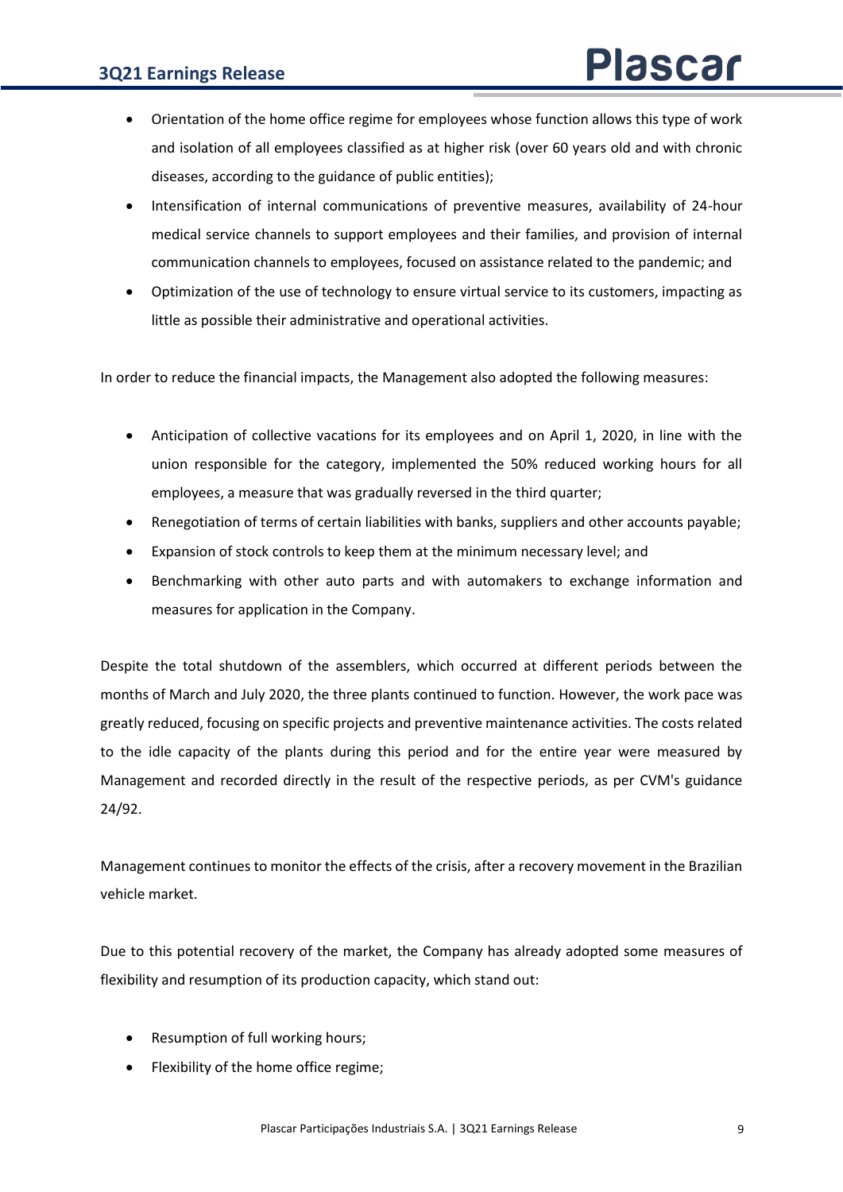- Orientation of the home office regime for employees whose function allows this type of work and isolation of all employees classified as at higher risk (over 60 years old and with chronic diseases, according to the guidance of public entities);
- Intensification of internal communications of preventive measures, availability of 24-hour medical service channels to support employees and their families, and provision of internal communication channels to employees, focused on assistance related to the pandemic; and
- Optimization of the use of technology to ensure virtual service to its customers, impacting as little as possible their administrative and operational activities.

In order to reduce the financial impacts, the Management also adopted the following measures:

- Anticipation of collective vacations for its employees and on April 1, 2020, in line with the union responsible for the category, implemented the 50% reduced working hours for all employees, a measure that was gradually reversed in the third quarter;
- Renegotiation of terms of certain liabilities with banks, suppliers and other accounts payable;
- Expansion of stock controls to keep them at the minimum necessary level; and
- Benchmarking with other auto parts and with automakers to exchange information and measures for application in the Company.

Despite the total shutdown of the assemblers, which occurred at different periods between the months of March and July 2020, the three plants continued to function. However, the work pace was greatly reduced, focusing on specific projects and preventive maintenance activities. The costs related to the idle capacity of the plants during this period and for the entire year were measured by Management and recorded directly in the result of the respective periods, as per CVM's guidance 24/92.

Management continues to monitor the effects of the crisis, after a recovery movement in the Brazilian vehicle market.

Due to this potential recovery of the market, the Company has already adopted some measures of flexibility and resumption of its production capacity, which stand out:

- Resumption of full working hours;
- Flexibility of the home office regime;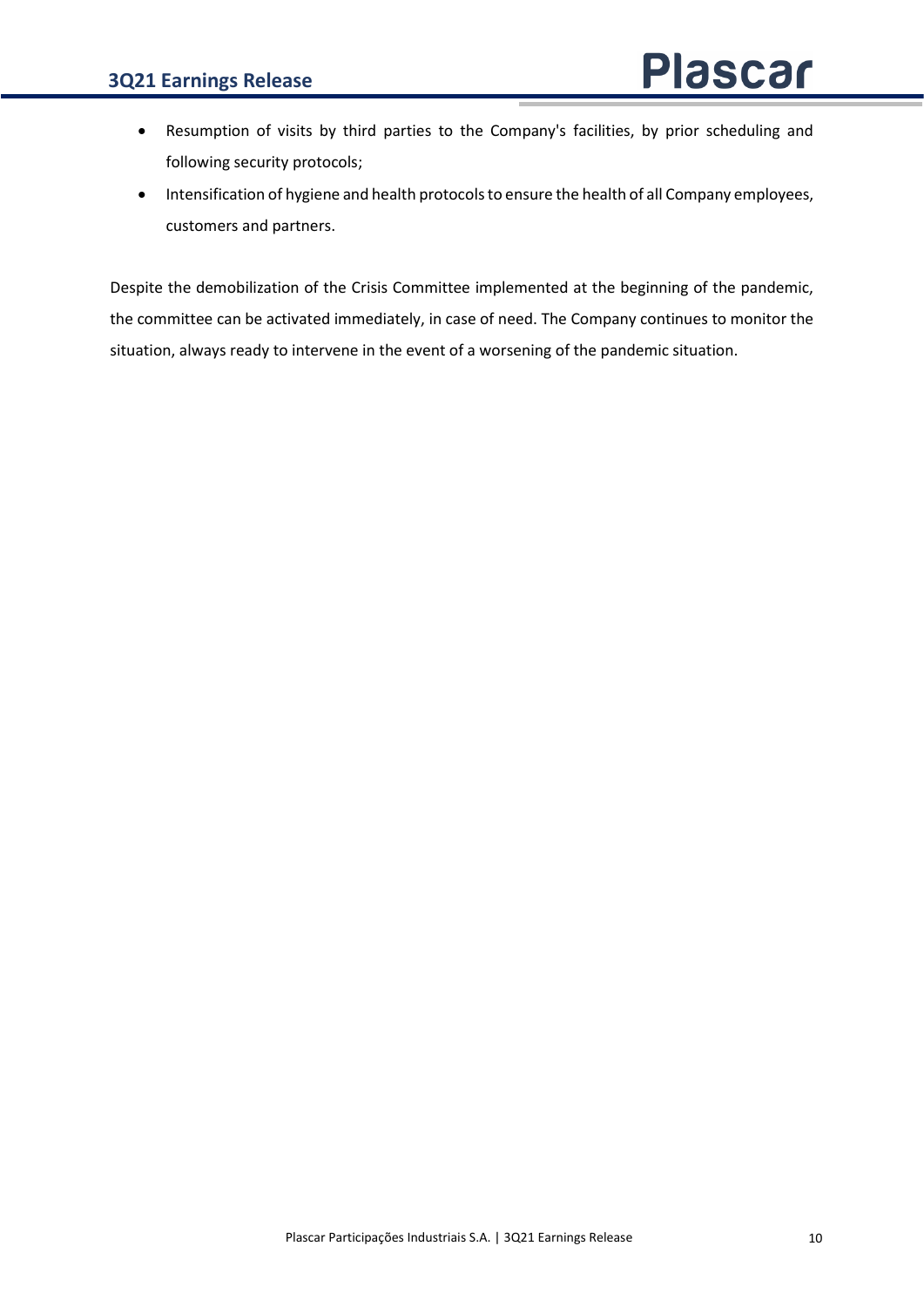- Resumption of visits by third parties to the Company's facilities, by prior scheduling and following security protocols;
- Intensification of hygiene and health protocols to ensure the health of all Company employees, customers and partners.

Despite the demobilization of the Crisis Committee implemented at the beginning of the pandemic, the committee can be activated immediately, in case of need. The Company continues to monitor the situation, always ready to intervene in the event of a worsening of the pandemic situation.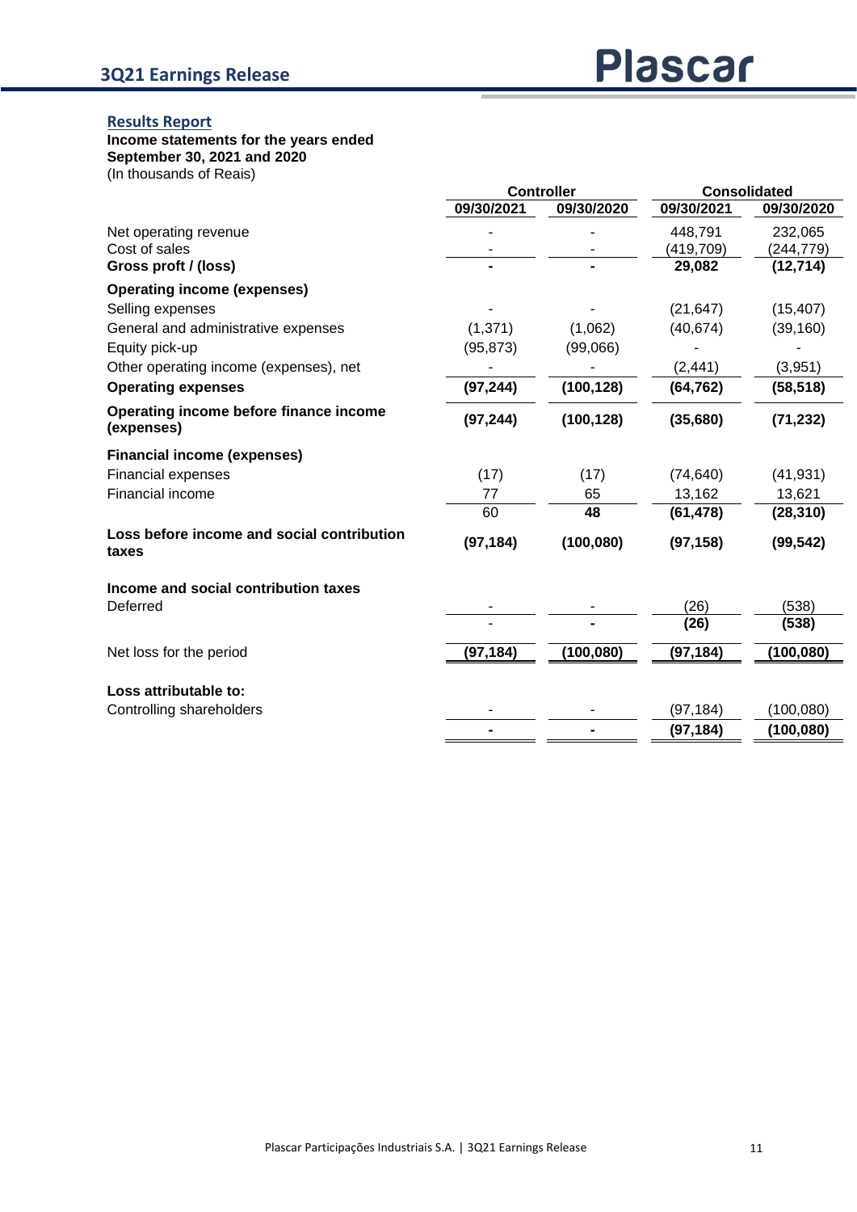## Results Report

**Income statements for the years ended September 30, 2021 and 2020**
(In thousands of Reais)

| | Controller | | Consolidated | |
|---|---|---|---|---|
| | 09/30/2021 | 09/30/2020 | 09/30/2021 | 09/30/2020 |
| Net operating revenue | - | - | 448,791 | 232,065 |
| Cost of sales | - | - | (419,709) | (244,779) |
| **Gross proft / (loss)** | **-** | **-** | **29,082** | **(12,714)** |
| **Operating income (expenses)** | | | | |
| Selling expenses | - | - | (21,647) | (15,407) |
| General and administrative expenses | (1,371) | (1,062) | (40,674) | (39,160) |
| Equity pick-up | (95,873) | (99,066) | - | - |
| Other operating income (expenses), net | - | - | (2,441) | (3,951) |
| **Operating expenses** | **(97,244)** | **(100,128)** | **(64,762)** | **(58,518)** |
| **Operating income before finance income (expenses)** | **(97,244)** | **(100,128)** | **(35,680)** | **(71,232)** |
| **Financial income (expenses)** | | | | |
| Financial expenses | (17) | (17) | (74,640) | (41,931) |
| Financial income | 77 | 65 | 13,162 | 13,621 |
| | 60 | **48** | **(61,478)** | **(28,310)** |
| **Loss before income and social contribution taxes** | **(97,184)** | **(100,080)** | **(97,158)** | **(99,542)** |
| **Income and social contribution taxes** | | | | |
| Deferred | - | - | (26) | (538) |
| | - | **-** | **(26)** | **(538)** |
| Net loss for the period | **(97,184)** | **(100,080)** | **(97,184)** | **(100,080)** |
| **Loss attributable to:** | | | | |
| Controlling shareholders | - | - | (97,184) | (100,080) |
| | **-** | **-** | **(97,184)** | **(100,080)** |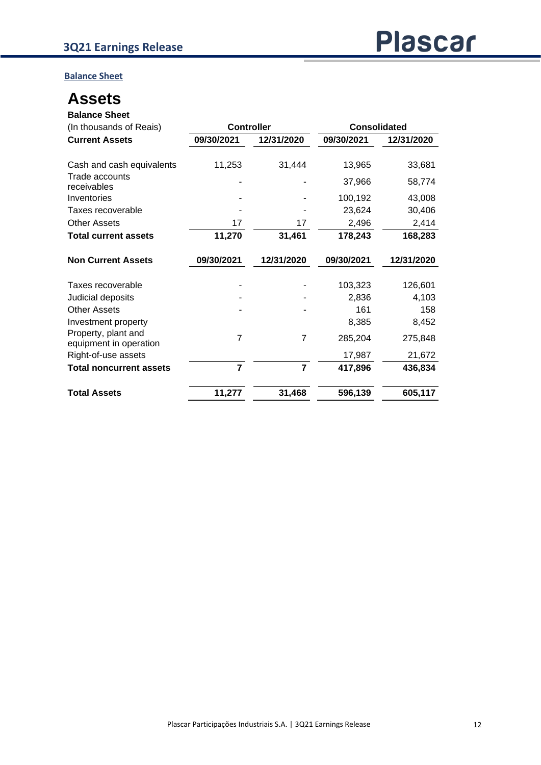## Balance Sheet

# Assets

| **Balance Sheet** | | | | |
|---|---|---|---|---|
| (In thousands of Reais) | **Controller** | | **Consolidated** | |
| **Current Assets** | **09/30/2021** | **12/31/2020** | **09/30/2021** | **12/31/2020** |
| Cash and cash equivalents | 11,253 | 31,444 | 13,965 | 33,681 |
| Trade accounts receivables | - | - | 37,966 | 58,774 |
| Inventories | - | - | 100,192 | 43,008 |
| Taxes recoverable | - | - | 23,624 | 30,406 |
| Other Assets | 17 | 17 | 2,496 | 2,414 |
| **Total current assets** | **11,270** | **31,461** | **178,243** | **168,283** |
| **Non Current Assets** | **09/30/2021** | **12/31/2020** | **09/30/2021** | **12/31/2020** |
| Taxes recoverable | - | - | 103,323 | 126,601 |
| Judicial deposits | - | - | 2,836 | 4,103 |
| Other Assets | - | - | 161 | 158 |
| Investment property | | | 8,385 | 8,452 |
| Property, plant and equipment in operation | 7 | 7 | 285,204 | 275,848 |
| Right-of-use assets | | | 17,987 | 21,672 |
| **Total noncurrent assets** | **7** | **7** | **417,896** | **436,834** |
| **Total Assets** | **11,277** | **31,468** | **596,139** | **605,117** |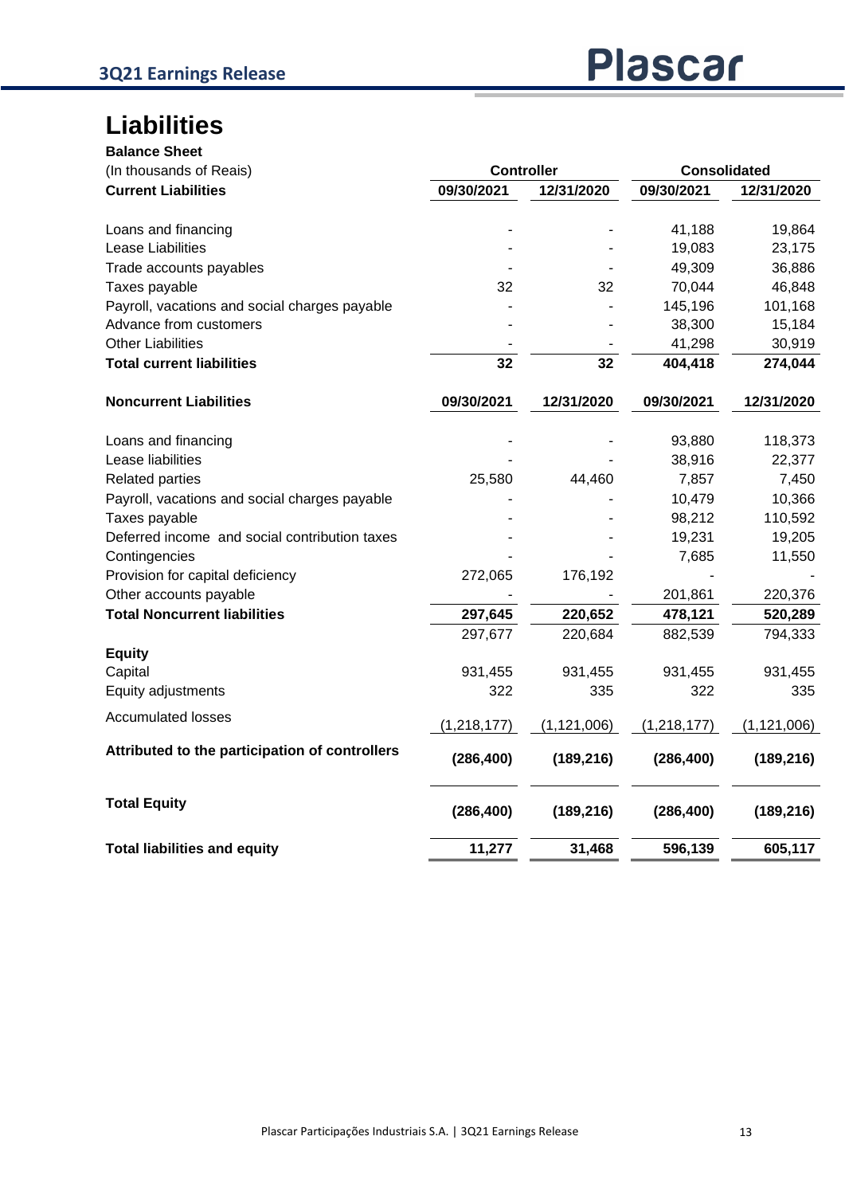# Liabilities

**Balance Sheet**

| (In thousands of Reais) | Controller | | Consolidated | |
|---|---|---|---|---|
| **Current Liabilities** | **09/30/2021** | **12/31/2020** | **09/30/2021** | **12/31/2020** |
| Loans and financing | - | - | 41,188 | 19,864 |
| Lease Liabilities | - | - | 19,083 | 23,175 |
| Trade accounts payables | - | - | 49,309 | 36,886 |
| Taxes payable | 32 | 32 | 70,044 | 46,848 |
| Payroll, vacations and social charges payable | - | - | 145,196 | 101,168 |
| Advance from customers | - | - | 38,300 | 15,184 |
| Other Liabilities | - | - | 41,298 | 30,919 |
| **Total current liabilities** | **32** | **32** | **404,418** | **274,044** |
| **Noncurrent Liabilities** | **09/30/2021** | **12/31/2020** | **09/30/2021** | **12/31/2020** |
| Loans and financing | - | - | 93,880 | 118,373 |
| Lease liabilities | - | - | 38,916 | 22,377 |
| Related parties | 25,580 | 44,460 | 7,857 | 7,450 |
| Payroll, vacations and social charges payable | - | - | 10,479 | 10,366 |
| Taxes payable | - | - | 98,212 | 110,592 |
| Deferred income and social contribution taxes | - | - | 19,231 | 19,205 |
| Contingencies | - | - | 7,685 | 11,550 |
| Provision for capital deficiency | 272,065 | 176,192 | - | - |
| Other accounts payable | - | - | 201,861 | 220,376 |
| **Total Noncurrent liabilities** | **297,645** | **220,652** | **478,121** | **520,289** |
| | 297,677 | 220,684 | 882,539 | 794,333 |
| **Equity** | | | | |
| Capital | 931,455 | 931,455 | 931,455 | 931,455 |
| Equity adjustments | 322 | 335 | 322 | 335 |
| Accumulated losses | (1,218,177) | (1,121,006) | (1,218,177) | (1,121,006) |
| **Attributed to the participation of controllers** | **(286,400)** | **(189,216)** | **(286,400)** | **(189,216)** |
| **Total Equity** | **(286,400)** | **(189,216)** | **(286,400)** | **(189,216)** |
| **Total liabilities and equity** | **11,277** | **31,468** | **596,139** | **605,117** |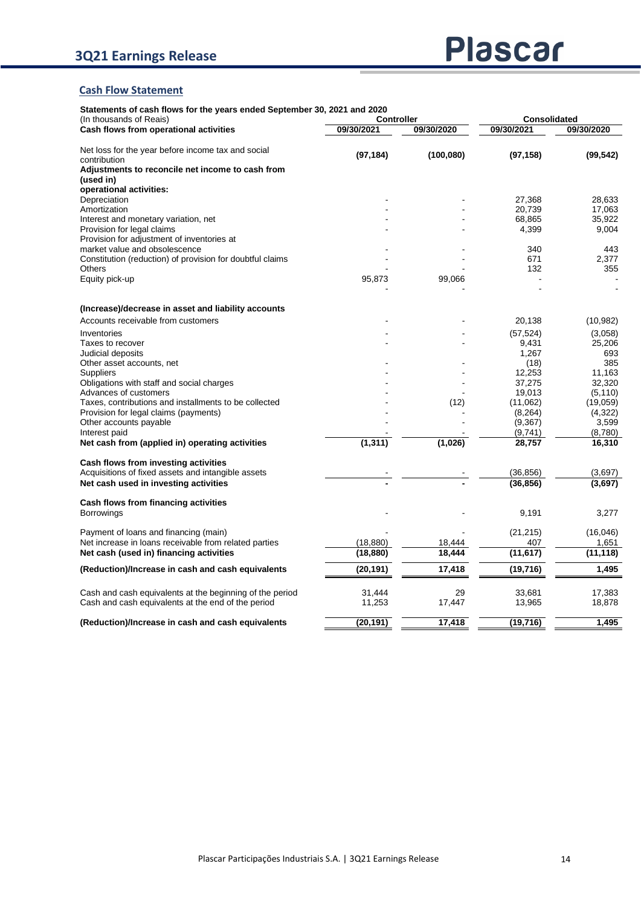## Cash Flow Statement

**Statements of cash flows for the years ended September 30, 2021 and 2020**

| (In thousands of Reais) | Controller | | Consolidated | |
|---|---|---|---|---|
| **Cash flows from operational activities** | **09/30/2021** | **09/30/2020** | **09/30/2021** | **09/30/2020** |
| Net loss for the year before income tax and social contribution | **(97,184)** | **(100,080)** | **(97,158)** | **(99,542)** |
| **Adjustments to reconcile net income to cash from (used in) operational activities:** | | | | |
| Depreciation | - | - | 27,368 | 28,633 |
| Amortization | - | - | 20,739 | 17,063 |
| Interest and monetary variation, net | - | - | 68,865 | 35,922 |
| Provision for legal claims | - | - | 4,399 | 9,004 |
| Provision for adjustment of inventories at market value and obsolescence | - | - | 340 | 443 |
| Constitution (reduction) of provision for doubtful claims | - | - | 671 | 2,377 |
| Others | - | - | 132 | 355 |
| Equity pick-up | 95,873 | 99,066 | - | - |
| | - | - | - | - |
| **(Increase)/decrease in asset and liability accounts** | | | | |
| Accounts receivable from customers | - | - | 20,138 | (10,982) |
| Inventories | - | - | (57,524) | (3,058) |
| Taxes to recover | - | - | 9,431 | 25,206 |
| Judicial deposits | | | 1,267 | 693 |
| Other asset accounts, net | - | - | (18) | 385 |
| Suppliers | - | - | 12,253 | 11,163 |
| Obligations with staff and social charges | - | - | 37,275 | 32,320 |
| Advances of customers | - | - | 19,013 | (5,110) |
| Taxes, contributions and installments to be collected | - | (12) | (11,062) | (19,059) |
| Provision for legal claims (payments) | - | - | (8,264) | (4,322) |
| Other accounts payable | - | - | (9,367) | 3,599 |
| Interest paid | - | - | (9,741) | (8,780) |
| **Net cash from (applied in) operating activities** | **(1,311)** | **(1,026)** | **28,757** | **16,310** |
| **Cash flows from investing activities** | | | | |
| Acquisitions of fixed assets and intangible assets | - | - | (36,856) | (3,697) |
| **Net cash used in investing activities** | **-** | **-** | **(36,856)** | **(3,697)** |
| **Cash flows from financing activities** | | | | |
| Borrowings | - | - | 9,191 | 3,277 |
| Payment of loans and financing (main) | - | - | (21,215) | (16,046) |
| Net increase in loans receivable from related parties | (18,880) | 18,444 | 407 | 1,651 |
| **Net cash (used in) financing activities** | **(18,880)** | **18,444** | **(11,617)** | **(11,118)** |
| **(Reduction)/Increase in cash and cash equivalents** | **(20,191)** | **17,418** | **(19,716)** | **1,495** |
| Cash and cash equivalents at the beginning of the period | 31,444 | 29 | 33,681 | 17,383 |
| Cash and cash equivalents at the end of the period | 11,253 | 17,447 | 13,965 | 18,878 |
| **(Reduction)/Increase in cash and cash equivalents** | **(20,191)** | **17,418** | **(19,716)** | **1,495** |